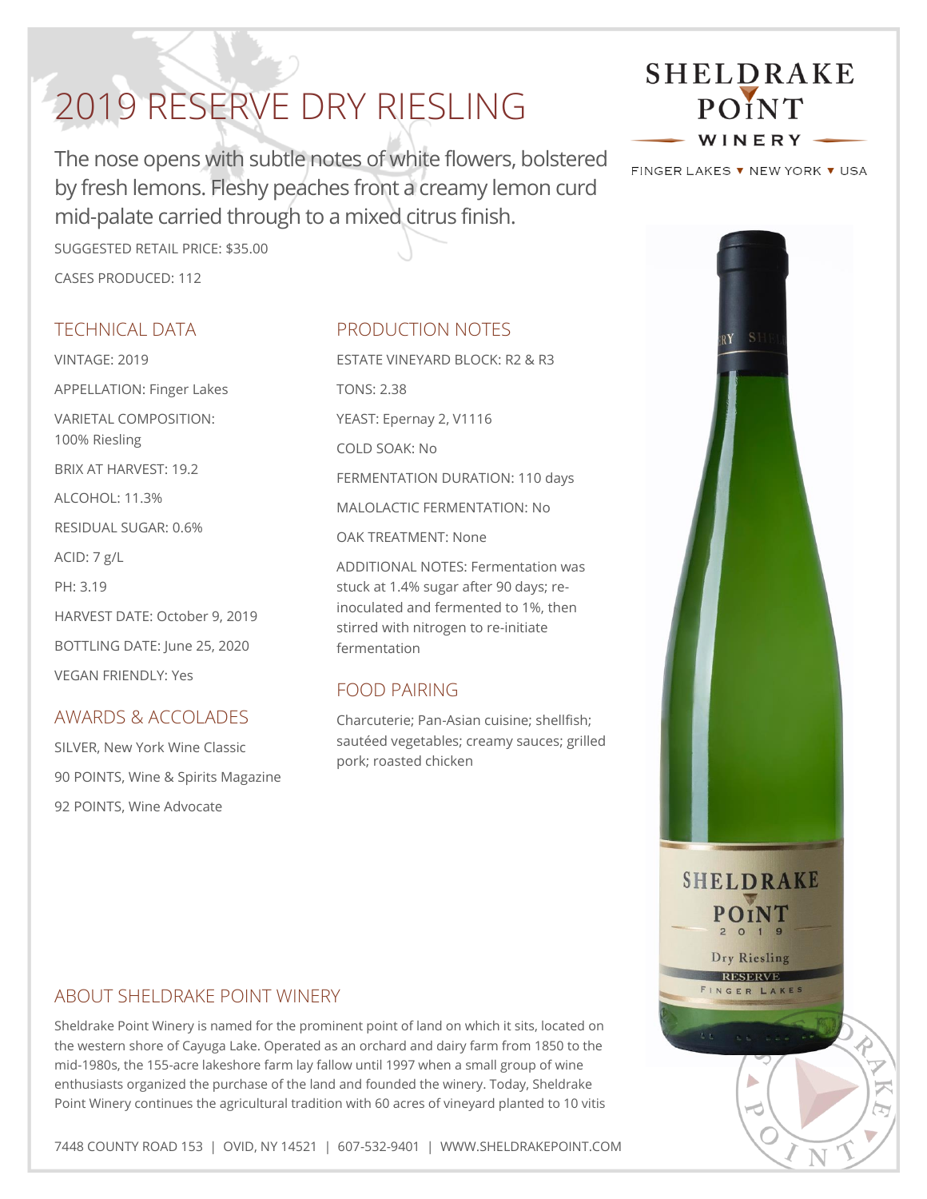# 2019 RESERVE DRY RIESLING

SHELDRAKE POINT WINERY

FINGER LAKES ▾ NEW YORK ▾ USA

The nose opens with subtle notes of white flowers, bolstered by fresh lemons. Fleshy peaches front a creamy lemon curd mid-palate carried through to a mixed citrus finish.

SUGGESTED RETAIL PRICE: $35.00

CASES PRODUCED: 112

## TECHNICAL DATA

VINTAGE: 2019

APPELLATION: Finger Lakes

VARIETAL COMPOSITION:
100% Riesling

BRIX AT HARVEST: 19.2

ALCOHOL: 11.3%

RESIDUAL SUGAR: 0.6%

ACID: 7 g/L

PH: 3.19

HARVEST DATE: October 9, 2019

BOTTLING DATE: June 25, 2020

VEGAN FRIENDLY: Yes

## AWARDS & ACCOLADES

SILVER, New York Wine Classic

90 POINTS, Wine & Spirits Magazine

92 POINTS, Wine Advocate

## PRODUCTION NOTES

ESTATE VINEYARD BLOCK: R2 & R3

TONS: 2.38

YEAST: Epernay 2, V1116

COLD SOAK: No

FERMENTATION DURATION: 110 days

MALOLACTIC FERMENTATION: No

OAK TREATMENT: None

ADDITIONAL NOTES: Fermentation was stuck at 1.4% sugar after 90 days; re-inoculated and fermented to 1%, then stirred with nitrogen to re-initiate fermentation

## FOOD PAIRING

Charcuterie; Pan-Asian cuisine; shellfish; sautéed vegetables; creamy sauces; grilled pork; roasted chicken

## ABOUT SHELDRAKE POINT WINERY

Sheldrake Point Winery is named for the prominent point of land on which it sits, located on the western shore of Cayuga Lake. Operated as an orchard and dairy farm from 1850 to the mid-1980s, the 155-acre lakeshore farm lay fallow until 1997 when a small group of wine enthusiasts organized the purchase of the land and founded the winery. Today, Sheldrake Point Winery continues the agricultural tradition with 60 acres of vineyard planted to 10 vitis

7448 COUNTY ROAD 153 | OVID, NY 14521 | 607-532-9401 | WWW.SHELDRAKEPOINT.COM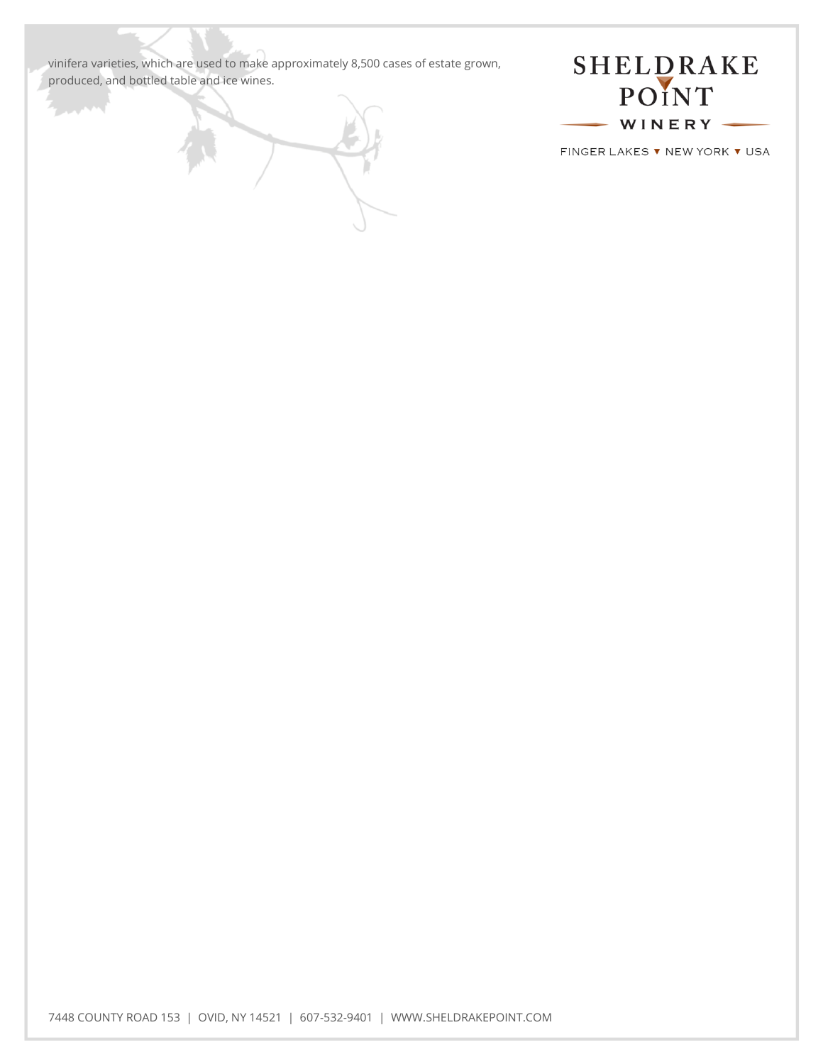vinifera varieties, which are used to make approximately 8,500 cases of estate grown, produced, and bottled table and ice wines.